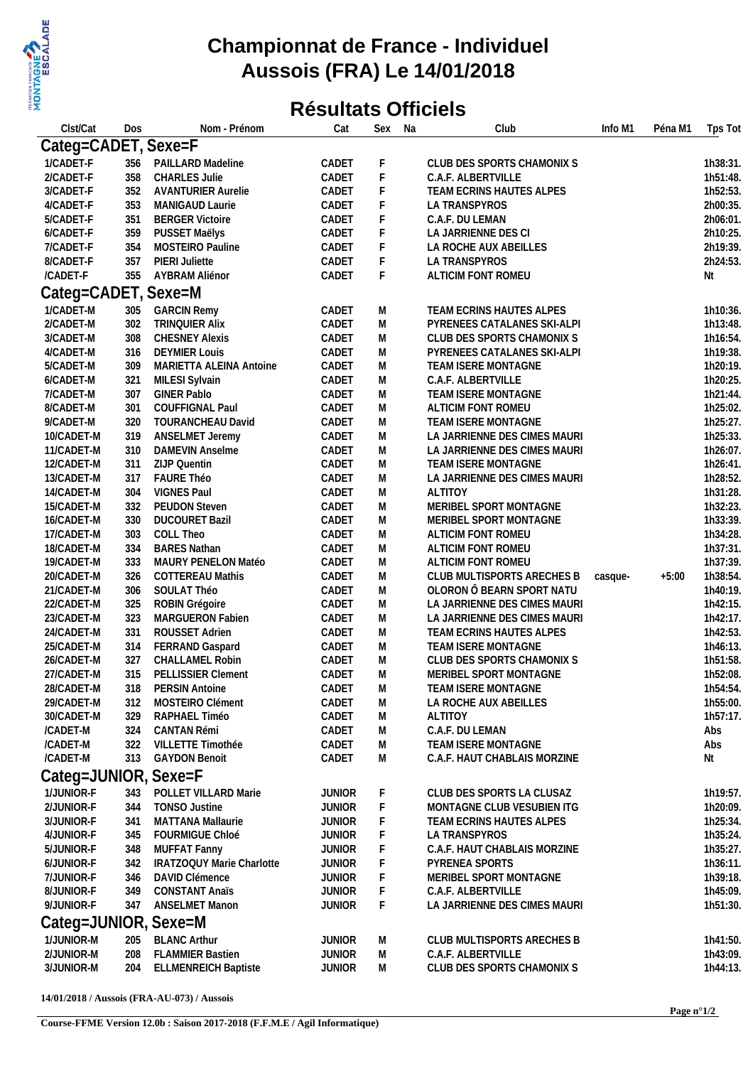# Championnat de France - Individuel
# Aussois (FRA) Le 14/01/2018

## Résultats Officiels

| Clst/Cat | Dos | Nom - Prénom | Cat | Sex | Na | Club | Info M1 | Péna M1 | Tps Tot |
|---|---|---|---|---|---|---|---|---|---|
| **Categ=CADET, Sexe=F** | | | | | | | | | |
| 1/CADET-F | 356 | PAILLARD Madeline | CADET | F | | CLUB DES SPORTS CHAMONIX S | | | 1h38:31. |
| 2/CADET-F | 358 | CHARLES Julie | CADET | F | | C.A.F. ALBERTVILLE | | | 1h51:48. |
| 3/CADET-F | 352 | AVANTURIER Aurelie | CADET | F | | TEAM ECRINS HAUTES ALPES | | | 1h52:53. |
| 4/CADET-F | 353 | MANIGAUD Laurie | CADET | F | | LA TRANSPYROS | | | 2h00:35. |
| 5/CADET-F | 351 | BERGER Victoire | CADET | F | | C.A.F. DU LEMAN | | | 2h06:01. |
| 6/CADET-F | 359 | PUSSET Maëlys | CADET | F | | LA JARRIENNE DES CI | | | 2h10:25. |
| 7/CADET-F | 354 | MOSTEIRO Pauline | CADET | F | | LA ROCHE AUX ABEILLES | | | 2h19:39. |
| 8/CADET-F | 357 | PIERI Juliette | CADET | F | | LA TRANSPYROS | | | 2h24:53. |
| /CADET-F | 355 | AYBRAM Aliénor | CADET | F | | ALTICIM FONT ROMEU | | | Nt |
| **Categ=CADET, Sexe=M** | | | | | | | | | |
| 1/CADET-M | 305 | GARCIN Remy | CADET | M | | TEAM ECRINS HAUTES ALPES | | | 1h10:36. |
| 2/CADET-M | 302 | TRINQUIER Alix | CADET | M | | PYRENEES CATALANES SKI-ALPI | | | 1h13:48. |
| 3/CADET-M | 308 | CHESNEY Alexis | CADET | M | | CLUB DES SPORTS CHAMONIX S | | | 1h16:54. |
| 4/CADET-M | 316 | DEYMIER Louis | CADET | M | | PYRENEES CATALANES SKI-ALPI | | | 1h19:38. |
| 5/CADET-M | 309 | MARIETTA ALEINA Antoine | CADET | M | | TEAM ISERE MONTAGNE | | | 1h20:19. |
| 6/CADET-M | 321 | MILESI Sylvain | CADET | M | | C.A.F. ALBERTVILLE | | | 1h20:25. |
| 7/CADET-M | 307 | GINER Pablo | CADET | M | | TEAM ISERE MONTAGNE | | | 1h21:44. |
| 8/CADET-M | 301 | COUFFIGNAL Paul | CADET | M | | ALTICIM FONT ROMEU | | | 1h25:02. |
| 9/CADET-M | 320 | TOURANCHEAU David | CADET | M | | TEAM ISERE MONTAGNE | | | 1h25:27. |
| 10/CADET-M | 319 | ANSELMET Jeremy | CADET | M | | LA JARRIENNE DES CIMES MAURI | | | 1h25:33. |
| 11/CADET-M | 310 | DAMEVIN Anselme | CADET | M | | LA JARRIENNE DES CIMES MAURI | | | 1h26:07. |
| 12/CADET-M | 311 | ZIJP Quentin | CADET | M | | TEAM ISERE MONTAGNE | | | 1h26:41. |
| 13/CADET-M | 317 | FAURE Théo | CADET | M | | LA JARRIENNE DES CIMES MAURI | | | 1h28:52. |
| 14/CADET-M | 304 | VIGNES Paul | CADET | M | | ALTITOY | | | 1h31:28. |
| 15/CADET-M | 332 | PEUDON Steven | CADET | M | | MERIBEL SPORT MONTAGNE | | | 1h32:23. |
| 16/CADET-M | 330 | DUCOURET Bazil | CADET | M | | MERIBEL SPORT MONTAGNE | | | 1h33:39. |
| 17/CADET-M | 303 | COLL Theo | CADET | M | | ALTICIM FONT ROMEU | | | 1h34:28. |
| 18/CADET-M | 334 | BARES Nathan | CADET | M | | ALTICIM FONT ROMEU | | | 1h37:31. |
| 19/CADET-M | 333 | MAURY PENELON Matéo | CADET | M | | ALTICIM FONT ROMEU | | | 1h37:39. |
| 20/CADET-M | 326 | COTTEREAU Mathis | CADET | M | | CLUB MULTISPORTS ARECHES B | casque- | +5:00 | 1h38:54. |
| 21/CADET-M | 306 | SOULAT Théo | CADET | M | | OLORON Ô BEARN SPORT NATU | | | 1h40:19. |
| 22/CADET-M | 325 | ROBIN Grégoire | CADET | M | | LA JARRIENNE DES CIMES MAURI | | | 1h42:15. |
| 23/CADET-M | 323 | MARGUERON Fabien | CADET | M | | LA JARRIENNE DES CIMES MAURI | | | 1h42:17. |
| 24/CADET-M | 331 | ROUSSET Adrien | CADET | M | | TEAM ECRINS HAUTES ALPES | | | 1h42:53. |
| 25/CADET-M | 314 | FERRAND Gaspard | CADET | M | | TEAM ISERE MONTAGNE | | | 1h46:13. |
| 26/CADET-M | 327 | CHALLAMEL Robin | CADET | M | | CLUB DES SPORTS CHAMONIX S | | | 1h51:58. |
| 27/CADET-M | 315 | PELLISSIER Clement | CADET | M | | MERIBEL SPORT MONTAGNE | | | 1h52:08. |
| 28/CADET-M | 318 | PERSIN Antoine | CADET | M | | TEAM ISERE MONTAGNE | | | 1h54:54. |
| 29/CADET-M | 312 | MOSTEIRO Clément | CADET | M | | LA ROCHE AUX ABEILLES | | | 1h55:00. |
| 30/CADET-M | 329 | RAPHAEL Timéo | CADET | M | | ALTITOY | | | 1h57:17. |
| /CADET-M | 324 | CANTAN Rémi | CADET | M | | C.A.F. DU LEMAN | | | Abs |
| /CADET-M | 322 | VILLETTE Timothée | CADET | M | | TEAM ISERE MONTAGNE | | | Abs |
| /CADET-M | 313 | GAYDON Benoit | CADET | M | | C.A.F. HAUT CHABLAIS MORZINE | | | Nt |
| **Categ=JUNIOR, Sexe=F** | | | | | | | | | |
| 1/JUNIOR-F | 343 | POLLET VILLARD Marie | JUNIOR | F | | CLUB DES SPORTS LA CLUSAZ | | | 1h19:57. |
| 2/JUNIOR-F | 344 | TONSO Justine | JUNIOR | F | | MONTAGNE CLUB VESUBIEN ITG | | | 1h20:09. |
| 3/JUNIOR-F | 341 | MATTANA Mallaurie | JUNIOR | F | | TEAM ECRINS HAUTES ALPES | | | 1h25:34. |
| 4/JUNIOR-F | 345 | FOURMIGUE Chloé | JUNIOR | F | | LA TRANSPYROS | | | 1h35:24. |
| 5/JUNIOR-F | 348 | MUFFAT Fanny | JUNIOR | F | | C.A.F. HAUT CHABLAIS MORZINE | | | 1h35:27. |
| 6/JUNIOR-F | 342 | IRATZOQUY Marie Charlotte | JUNIOR | F | | PYRENEA SPORTS | | | 1h36:11. |
| 7/JUNIOR-F | 346 | DAVID Clémence | JUNIOR | F | | MERIBEL SPORT MONTAGNE | | | 1h39:18. |
| 8/JUNIOR-F | 349 | CONSTANT Anaïs | JUNIOR | F | | C.A.F. ALBERTVILLE | | | 1h45:09. |
| 9/JUNIOR-F | 347 | ANSELMET Manon | JUNIOR | F | | LA JARRIENNE DES CIMES MAURI | | | 1h51:30. |
| **Categ=JUNIOR, Sexe=M** | | | | | | | | | |
| 1/JUNIOR-M | 205 | BLANC Arthur | JUNIOR | M | | CLUB MULTISPORTS ARECHES B | | | 1h41:50. |
| 2/JUNIOR-M | 208 | FLAMMIER Bastien | JUNIOR | M | | C.A.F. ALBERTVILLE | | | 1h43:09. |
| 3/JUNIOR-M | 204 | ELLMENREICH Baptiste | JUNIOR | M | | CLUB DES SPORTS CHAMONIX S | | | 1h44:13. |

**14/01/2018 / Aussois (FRA-AU-073) / Aussois**

**Course-FFME Version 12.0b : Saison 2017-2018 (F.F.M.E / Agil Informatique)**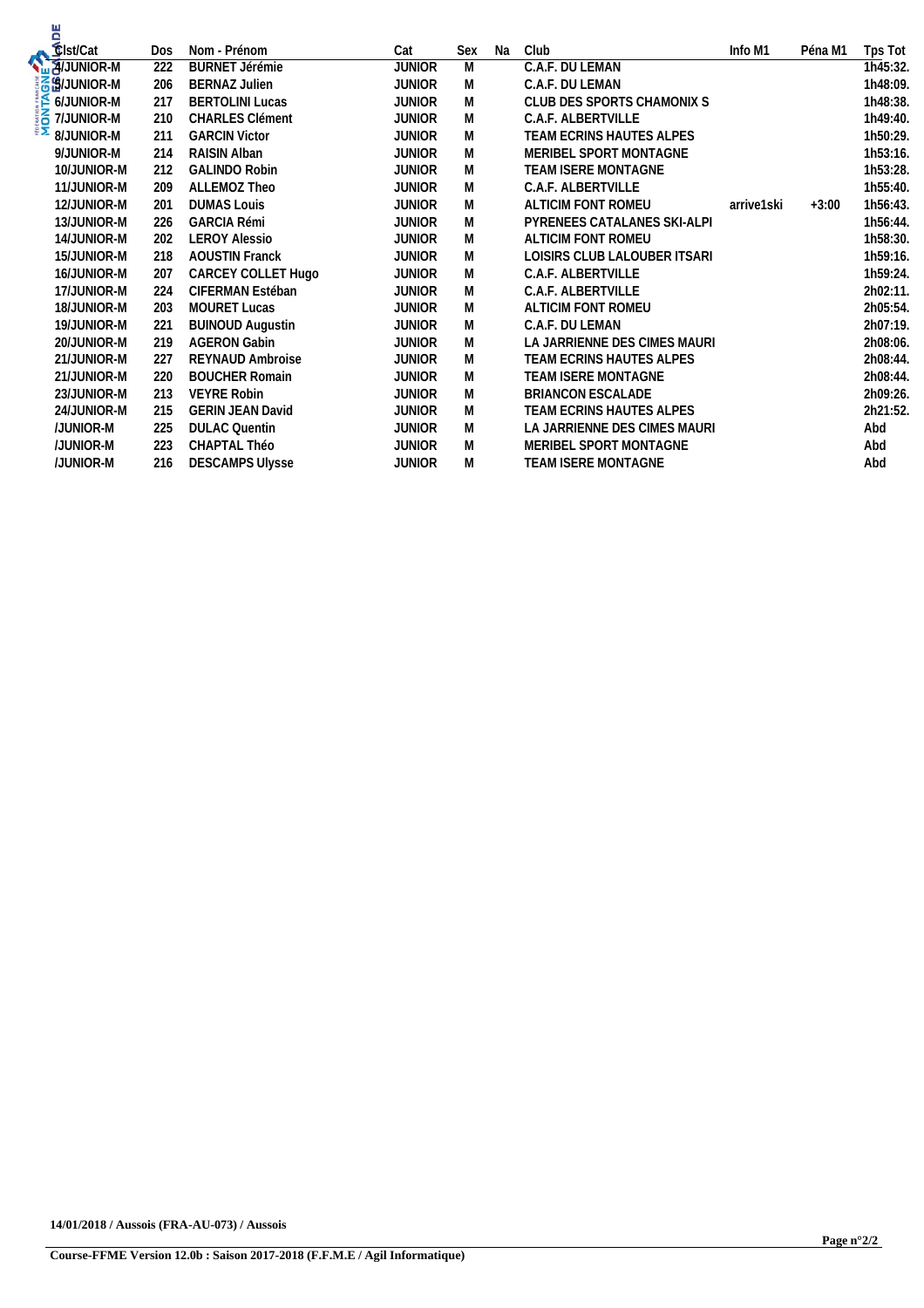| Clst/Cat | Dos | Nom - Prénom | Cat | Sex | Na | Club | Info M1 | Péna M1 | Tps Tot |
|---|---|---|---|---|---|---|---|---|---|
| 4/JUNIOR-M | 222 | BURNET Jérémie | JUNIOR | M | | C.A.F. DU LEMAN | | | 1h45:32. |
| 5/JUNIOR-M | 206 | BERNAZ Julien | JUNIOR | M | | C.A.F. DU LEMAN | | | 1h48:09. |
| 6/JUNIOR-M | 217 | BERTOLINI Lucas | JUNIOR | M | | CLUB DES SPORTS CHAMONIX S | | | 1h48:38. |
| 7/JUNIOR-M | 210 | CHARLES Clément | JUNIOR | M | | C.A.F. ALBERTVILLE | | | 1h49:40. |
| 8/JUNIOR-M | 211 | GARCIN Victor | JUNIOR | M | | TEAM ECRINS HAUTES ALPES | | | 1h50:29. |
| 9/JUNIOR-M | 214 | RAISIN Alban | JUNIOR | M | | MERIBEL SPORT MONTAGNE | | | 1h53:16. |
| 10/JUNIOR-M | 212 | GALINDO Robin | JUNIOR | M | | TEAM ISERE MONTAGNE | | | 1h53:28. |
| 11/JUNIOR-M | 209 | ALLEMOZ Theo | JUNIOR | M | | C.A.F. ALBERTVILLE | | | 1h55:40. |
| 12/JUNIOR-M | 201 | DUMAS Louis | JUNIOR | M | | ALTICIM FONT ROMEU | arrive1ski | +3:00 | 1h56:43. |
| 13/JUNIOR-M | 226 | GARCIA Rémi | JUNIOR | M | | PYRENEES CATALANES SKI-ALPI | | | 1h56:44. |
| 14/JUNIOR-M | 202 | LEROY Alessio | JUNIOR | M | | ALTICIM FONT ROMEU | | | 1h58:30. |
| 15/JUNIOR-M | 218 | AOUSTIN Franck | JUNIOR | M | | LOISIRS CLUB LALOUBER ITSARI | | | 1h59:16. |
| 16/JUNIOR-M | 207 | CARCEY COLLET Hugo | JUNIOR | M | | C.A.F. ALBERTVILLE | | | 1h59:24. |
| 17/JUNIOR-M | 224 | CIFERMAN Estéban | JUNIOR | M | | C.A.F. ALBERTVILLE | | | 2h02:11. |
| 18/JUNIOR-M | 203 | MOURET Lucas | JUNIOR | M | | ALTICIM FONT ROMEU | | | 2h05:54. |
| 19/JUNIOR-M | 221 | BUINOUD Augustin | JUNIOR | M | | C.A.F. DU LEMAN | | | 2h07:19. |
| 20/JUNIOR-M | 219 | AGERON Gabin | JUNIOR | M | | LA JARRIENNE DES CIMES MAURI | | | 2h08:06. |
| 21/JUNIOR-M | 227 | REYNAUD Ambroise | JUNIOR | M | | TEAM ECRINS HAUTES ALPES | | | 2h08:44. |
| 21/JUNIOR-M | 220 | BOUCHER Romain | JUNIOR | M | | TEAM ISERE MONTAGNE | | | 2h08:44. |
| 23/JUNIOR-M | 213 | VEYRE Robin | JUNIOR | M | | BRIANCON ESCALADE | | | 2h09:26. |
| 24/JUNIOR-M | 215 | GERIN JEAN David | JUNIOR | M | | TEAM ECRINS HAUTES ALPES | | | 2h21:52. |
| /JUNIOR-M | 225 | DULAC Quentin | JUNIOR | M | | LA JARRIENNE DES CIMES MAURI | | | Abd |
| /JUNIOR-M | 223 | CHAPTAL Théo | JUNIOR | M | | MERIBEL SPORT MONTAGNE | | | Abd |
| /JUNIOR-M | 216 | DESCAMPS Ulysse | JUNIOR | M | | TEAM ISERE MONTAGNE | | | Abd |

**14/01/2018 / Aussois (FRA-AU-073) / Aussois**

**Course-FFME Version 12.0b : Saison 2017-2018 (F.F.M.E / Agil Informatique)**